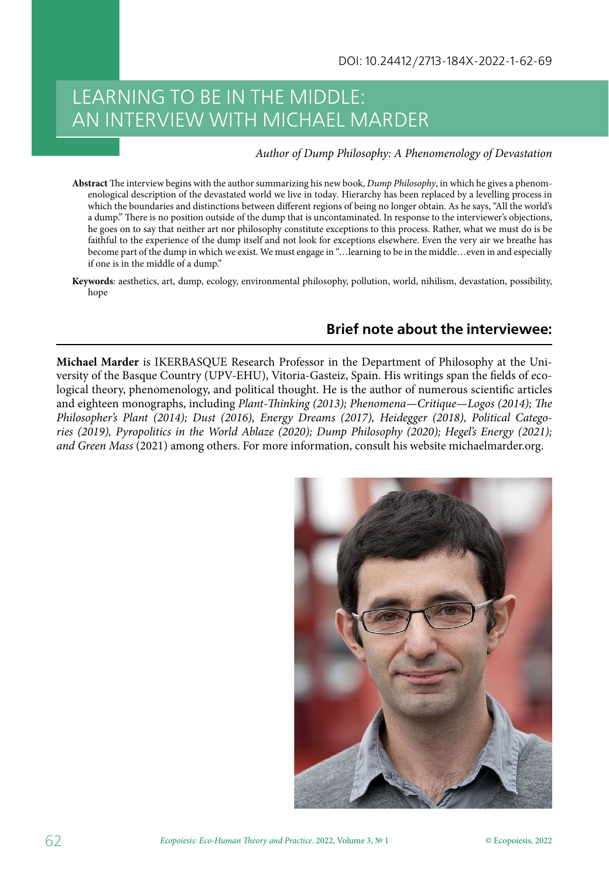DOI: 10.24412/2713-184X-2022-1-62-69

# LEARNING TO BE IN THE MIDDLE: AN INTERVIEW WITH MICHAEL MARDER

*Author of Dump Philosophy: A Phenomenology of Devastation*

**Abstract** The interview begins with the author summarizing his new book, *Dump Philosophy*, in which he gives a phenomenological description of the devastated world we live in today. Hierarchy has been replaced by a levelling process in which the boundaries and distinctions between different regions of being no longer obtain. As he says, "All the world's a dump." There is no position outside of the dump that is uncontaminated. In response to the interviewer's objections, he goes on to say that neither art nor philosophy constitute exceptions to this process. Rather, what we must do is be faithful to the experience of the dump itself and not look for exceptions elsewhere. Even the very air we breathe has become part of the dump in which we exist. We must engage in "…learning to be in the middle…even in and especially if one is in the middle of a dump."

**Keywords**: aesthetics, art, dump, ecology, environmental philosophy, pollution, world, nihilism, devastation, possibility, hope

## Brief note about the interviewee:

**Michael Marder** is IKERBASQUE Research Professor in the Department of Philosophy at the University of the Basque Country (UPV-EHU), Vitoria-Gasteiz, Spain. His writings span the fields of ecological theory, phenomenology, and political thought. He is the author of numerous scientific articles and eighteen monographs, including *Plant-Thinking (2013); Phenomena—Critique—Logos (2014); The Philosopher's Plant (2014); Dust (2016), Energy Dreams (2017), Heidegger (2018), Political Categories (2019), Pyropolitics in the World Ablaze (2020); Dump Philosophy (2020); Hegel's Energy (2021); and Green Mass* (2021) among others. For more information, consult his website michaelmarder.org.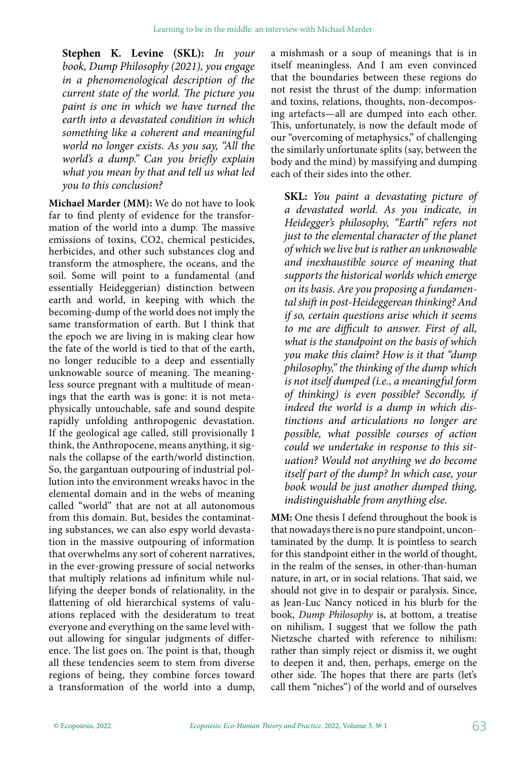**Stephen K. Levine (SKL):** *In your book, Dump Philosophy (2021), you engage in a phenomenological description of the current state of the world. The picture you paint is one in which we have turned the earth into a devastated condition in which something like a coherent and meaningful world no longer exists. As you say, "All the world's a dump." Can you briefly explain what you mean by that and tell us what led you to this conclusion?*

**Michael Marder (MM):** We do not have to look far to find plenty of evidence for the transformation of the world into a dump. The massive emissions of toxins, CO2, chemical pesticides, herbicides, and other such substances clog and transform the atmosphere, the oceans, and the soil. Some will point to a fundamental (and essentially Heideggerian) distinction between earth and world, in keeping with which the becoming-dump of the world does not imply the same transformation of earth. But I think that the epoch we are living in is making clear how the fate of the world is tied to that of the earth, no longer reducible to a deep and essentially unknowable source of meaning. The meaningless source pregnant with a multitude of meanings that the earth was is gone: it is not metaphysically untouchable, safe and sound despite rapidly unfolding anthropogenic devastation. If the geological age called, still provisionally I think, the Anthropocene, means anything, it signals the collapse of the earth/world distinction. So, the gargantuan outpouring of industrial pollution into the environment wreaks havoc in the elemental domain and in the webs of meaning called "world" that are not at all autonomous from this domain. But, besides the contaminating substances, we can also espy world devastation in the massive outpouring of information that overwhelms any sort of coherent narratives, in the ever-growing pressure of social networks that multiply relations ad infinitum while nullifying the deeper bonds of relationality, in the flattening of old hierarchical systems of valuations replaced with the desideratum to treat everyone and everything on the same level without allowing for singular judgments of difference. The list goes on. The point is that, though all these tendencies seem to stem from diverse regions of being, they combine forces toward a transformation of the world into a dump, a mishmash or a soup of meanings that is in itself meaningless. And I am even convinced that the boundaries between these regions do not resist the thrust of the dump: information and toxins, relations, thoughts, non-decomposing artefacts—all are dumped into each other. This, unfortunately, is now the default mode of our "overcoming of metaphysics," of challenging the similarly unfortunate splits (say, between the body and the mind) by massifying and dumping each of their sides into the other.

**SKL:** *You paint a devastating picture of a devastated world. As you indicate, in Heidegger's philosophy, "Earth" refers not just to the elemental character of the planet of which we live but is rather an unknowable and inexhaustible source of meaning that supports the historical worlds which emerge on its basis. Are you proposing a fundamental shift in post-Heideggerean thinking? And if so, certain questions arise which it seems to me are difficult to answer. First of all, what is the standpoint on the basis of which you make this claim? How is it that "dump philosophy," the thinking of the dump which is not itself dumped (i.e., a meaningful form of thinking) is even possible? Secondly, if indeed the world is a dump in which distinctions and articulations no longer are possible, what possible courses of action could we undertake in response to this situation? Would not anything we do become itself part of the dump? In which case, your book would be just another dumped thing, indistinguishable from anything else.*

**MM:** One thesis I defend throughout the book is that nowadays there is no pure standpoint, uncontaminated by the dump. It is pointless to search for this standpoint either in the world of thought, in the realm of the senses, in other-than-human nature, in art, or in social relations. That said, we should not give in to despair or paralysis. Since, as Jean-Luc Nancy noticed in his blurb for the book, *Dump Philosophy* is, at bottom, a treatise on nihilism, I suggest that we follow the path Nietzsche charted with reference to nihilism: rather than simply reject or dismiss it, we ought to deepen it and, then, perhaps, emerge on the other side. The hopes that there are parts (let's call them "niches") of the world and of ourselves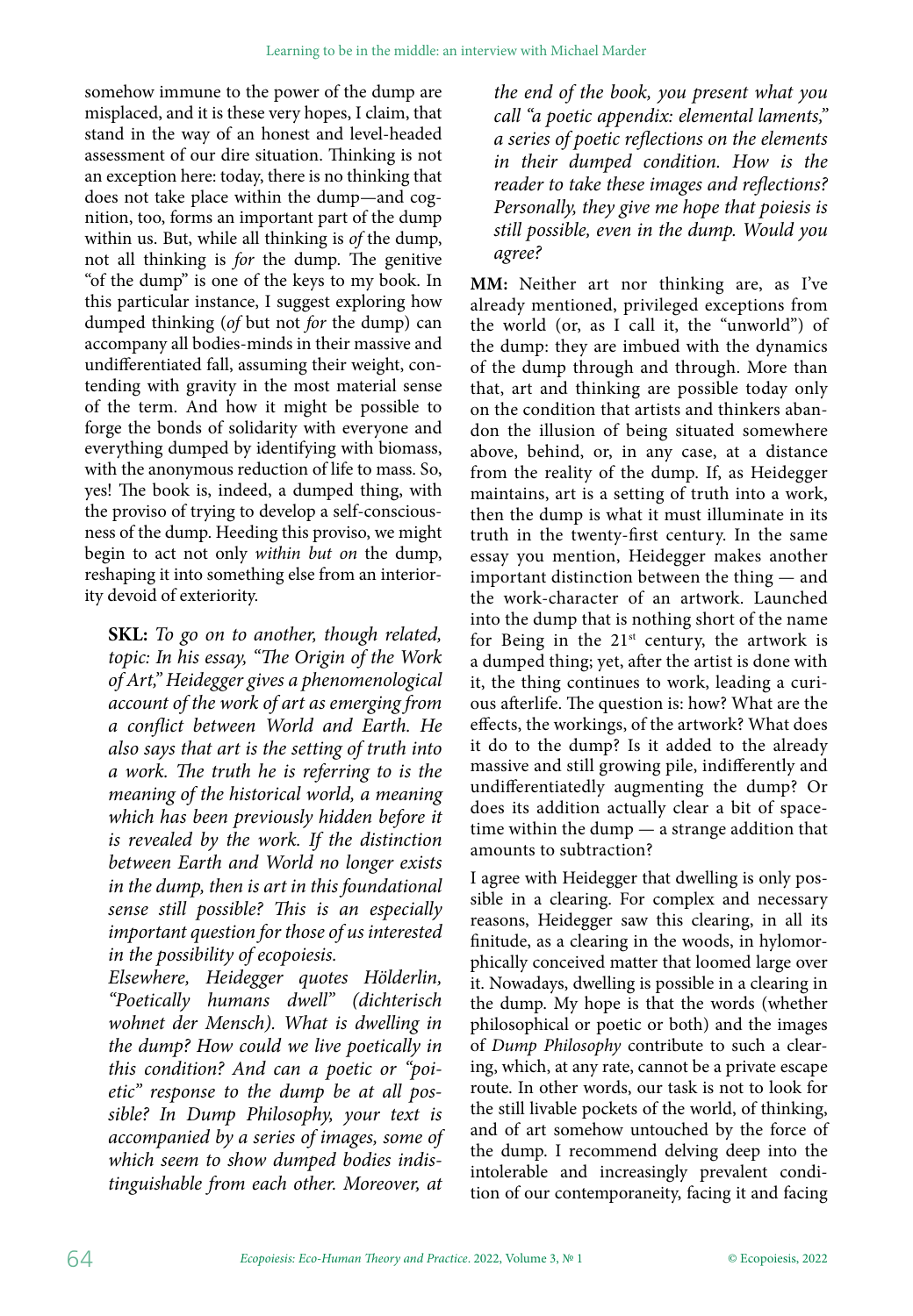somehow immune to the power of the dump are misplaced, and it is these very hopes, I claim, that stand in the way of an honest and level-headed assessment of our dire situation. Thinking is not an exception here: today, there is no thinking that does not take place within the dump—and cognition, too, forms an important part of the dump within us. But, while all thinking is *of* the dump, not all thinking is *for* the dump. The genitive "of the dump" is one of the keys to my book. In this particular instance, I suggest exploring how dumped thinking (*of* but not *for* the dump) can accompany all bodies-minds in their massive and undifferentiated fall, assuming their weight, contending with gravity in the most material sense of the term. And how it might be possible to forge the bonds of solidarity with everyone and everything dumped by identifying with biomass, with the anonymous reduction of life to mass. So, yes! The book is, indeed, a dumped thing, with the proviso of trying to develop a self-consciousness of the dump. Heeding this proviso, we might begin to act not only *within but on* the dump, reshaping it into something else from an interiority devoid of exteriority.

**SKL:** *To go on to another, though related, topic: In his essay, "The Origin of the Work of Art," Heidegger gives a phenomenological account of the work of art as emerging from a conflict between World and Earth. He also says that art is the setting of truth into a work. The truth he is referring to is the meaning of the historical world, a meaning which has been previously hidden before it is revealed by the work. If the distinction between Earth and World no longer exists in the dump, then is art in this foundational sense still possible? This is an especially important question for those of us interested in the possibility of ecopoiesis.*

*Elsewhere, Heidegger quotes Hölderlin, "Poetically humans dwell" (dichterisch wohnet der Mensch). What is dwelling in the dump? How could we live poetically in this condition? And can a poetic or "poietic" response to the dump be at all possible? In Dump Philosophy, your text is accompanied by a series of images, some of which seem to show dumped bodies indistinguishable from each other. Moreover, at the end of the book, you present what you call "a poetic appendix: elemental laments," a series of poetic reflections on the elements in their dumped condition. How is the reader to take these images and reflections? Personally, they give me hope that poiesis is still possible, even in the dump. Would you agree?*

**MM:** Neither art nor thinking are, as I've already mentioned, privileged exceptions from the world (or, as I call it, the "unworld") of the dump: they are imbued with the dynamics of the dump through and through. More than that, art and thinking are possible today only on the condition that artists and thinkers abandon the illusion of being situated somewhere above, behind, or, in any case, at a distance from the reality of the dump. If, as Heidegger maintains, art is a setting of truth into a work, then the dump is what it must illuminate in its truth in the twenty-first century. In the same essay you mention, Heidegger makes another important distinction between the thing — and the work-character of an artwork. Launched into the dump that is nothing short of the name for Being in the 21st century, the artwork is a dumped thing; yet, after the artist is done with it, the thing continues to work, leading a curious afterlife. The question is: how? What are the effects, the workings, of the artwork? What does it do to the dump? Is it added to the already massive and still growing pile, indifferently and undifferentiatedly augmenting the dump? Or does its addition actually clear a bit of space-time within the dump — a strange addition that amounts to subtraction?

I agree with Heidegger that dwelling is only possible in a clearing. For complex and necessary reasons, Heidegger saw this clearing, in all its finitude, as a clearing in the woods, in hylomorphically conceived matter that loomed large over it. Nowadays, dwelling is possible in a clearing in the dump. My hope is that the words (whether philosophical or poetic or both) and the images of *Dump Philosophy* contribute to such a clearing, which, at any rate, cannot be a private escape route. In other words, our task is not to look for the still livable pockets of the world, of thinking, and of art somehow untouched by the force of the dump. I recommend delving deep into the intolerable and increasingly prevalent condition of our contemporaneity, facing it and facing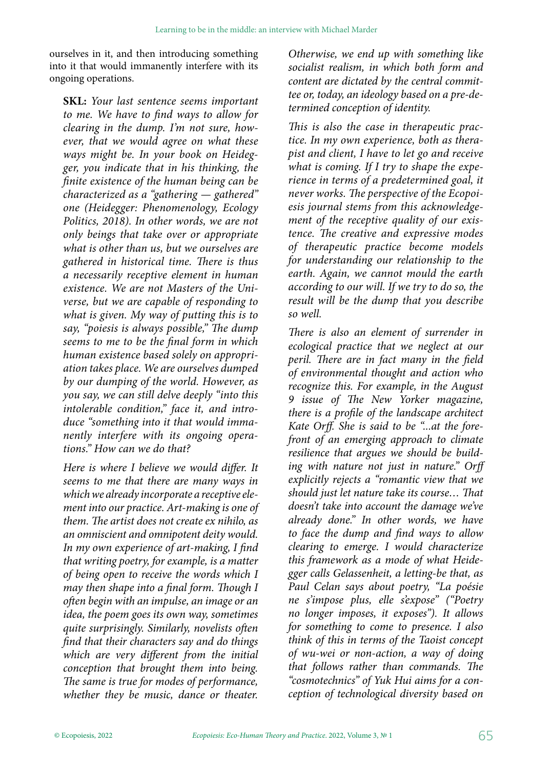ourselves in it, and then introducing something into it that would immanently interfere with its ongoing operations.

**SKL:** *Your last sentence seems important to me. We have to find ways to allow for clearing in the dump. I'm not sure, however, that we would agree on what these ways might be. In your book on Heidegger, you indicate that in his thinking, the finite existence of the human being can be characterized as a "gathering — gathered" one (Heidegger: Phenomenology, Ecology Politics, 2018). In other words, we are not only beings that take over or appropriate what is other than us, but we ourselves are gathered in historical time. There is thus a necessarily receptive element in human existence. We are not Masters of the Universe, but we are capable of responding to what is given. My way of putting this is to say, "poiesis is always possible," The dump seems to me to be the final form in which human existence based solely on appropriation takes place. We are ourselves dumped by our dumping of the world. However, as you say, we can still delve deeply "into this intolerable condition," face it, and introduce "something into it that would immanently interfere with its ongoing operations." How can we do that?*

*Here is where I believe we would differ. It seems to me that there are many ways in which we already incorporate a receptive element into our practice. Art-making is one of them. The artist does not create ex nihilo, as an omniscient and omnipotent deity would. In my own experience of art-making, I find that writing poetry, for example, is a matter of being open to receive the words which I may then shape into a final form. Though I often begin with an impulse, an image or an idea, the poem goes its own way, sometimes quite surprisingly. Similarly, novelists often find that their characters say and do things which are very different from the initial conception that brought them into being. The same is true for modes of performance, whether they be music, dance or theater. Otherwise, we end up with something like socialist realism, in which both form and content are dictated by the central committee or, today, an ideology based on a pre-determined conception of identity.*

*This is also the case in therapeutic practice. In my own experience, both as therapist and client, I have to let go and receive what is coming. If I try to shape the experience in terms of a predetermined goal, it never works. The perspective of the Ecopoiesis journal stems from this acknowledgement of the receptive quality of our existence. The creative and expressive modes of therapeutic practice become models for understanding our relationship to the earth. Again, we cannot mould the earth according to our will. If we try to do so, the result will be the dump that you describe so well.*

*There is also an element of surrender in ecological practice that we neglect at our peril. There are in fact many in the field of environmental thought and action who recognize this. For example, in the August 9 issue of The New Yorker magazine, there is a profile of the landscape architect Kate Orff. She is said to be "...at the forefront of an emerging approach to climate resilience that argues we should be building with nature not just in nature." Orff explicitly rejects a "romantic view that we should just let nature take its course… That doesn't take into account the damage we've already done." In other words, we have to face the dump and find ways to allow clearing to emerge. I would characterize this framework as a mode of what Heidegger calls Gelassenheit, a letting-be that, as Paul Celan says about poetry, "La poésie ne s'impose plus, elle s'expose" ("Poetry no longer imposes, it exposes"). It allows for something to come to presence. I also think of this in terms of the Taoist concept of wu-wei or non-action, a way of doing that follows rather than commands. The "cosmotechnics" of Yuk Hui aims for a conception of technological diversity based on*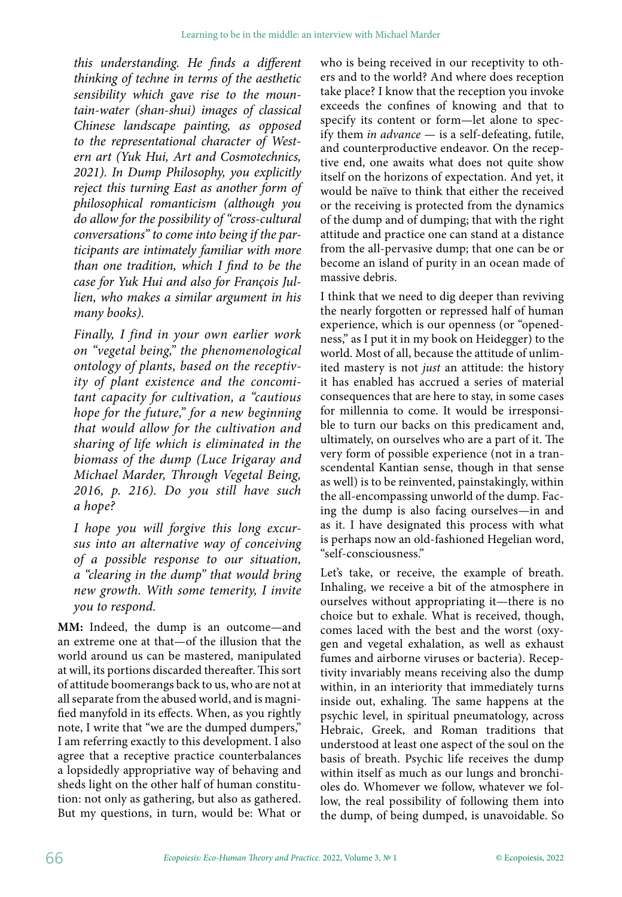*this understanding. He finds a different thinking of techne in terms of the aesthetic sensibility which gave rise to the mountain-water (shan-shui) images of classical Chinese landscape painting, as opposed to the representational character of Western art (Yuk Hui, Art and Cosmotechnics, 2021). In Dump Philosophy, you explicitly reject this turning East as another form of philosophical romanticism (although you do allow for the possibility of "cross-cultural conversations" to come into being if the participants are intimately familiar with more than one tradition, which I find to be the case for Yuk Hui and also for François Jullien, who makes a similar argument in his many books).*

*Finally, I find in your own earlier work on "vegetal being," the phenomenological ontology of plants, based on the receptivity of plant existence and the concomitant capacity for cultivation, a "cautious hope for the future," for a new beginning that would allow for the cultivation and sharing of life which is eliminated in the biomass of the dump (Luce Irigaray and Michael Marder, Through Vegetal Being, 2016, p. 216). Do you still have such a hope?*

*I hope you will forgive this long excursus into an alternative way of conceiving of a possible response to our situation, a "clearing in the dump" that would bring new growth. With some temerity, I invite you to respond.*

**MM:** Indeed, the dump is an outcome—and an extreme one at that—of the illusion that the world around us can be mastered, manipulated at will, its portions discarded thereafter. This sort of attitude boomerangs back to us, who are not at all separate from the abused world, and is magnified manyfold in its effects. When, as you rightly note, I write that "we are the dumped dumpers," I am referring exactly to this development. I also agree that a receptive practice counterbalances a lopsidedly appropriative way of behaving and sheds light on the other half of human constitution: not only as gathering, but also as gathered. But my questions, in turn, would be: What or who is being received in our receptivity to others and to the world? And where does reception take place? I know that the reception you invoke exceeds the confines of knowing and that to specify its content or form—let alone to specify them *in advance* — is a self-defeating, futile, and counterproductive endeavor. On the receptive end, one awaits what does not quite show itself on the horizons of expectation. And yet, it would be naïve to think that either the received or the receiving is protected from the dynamics of the dump and of dumping; that with the right attitude and practice one can stand at a distance from the all-pervasive dump; that one can be or become an island of purity in an ocean made of massive debris.

I think that we need to dig deeper than reviving the nearly forgotten or repressed half of human experience, which is our openness (or "openedness," as I put it in my book on Heidegger) to the world. Most of all, because the attitude of unlimited mastery is not *just* an attitude: the history it has enabled has accrued a series of material consequences that are here to stay, in some cases for millennia to come. It would be irresponsible to turn our backs on this predicament and, ultimately, on ourselves who are a part of it. The very form of possible experience (not in a transcendental Kantian sense, though in that sense as well) is to be reinvented, painstakingly, within the all-encompassing unworld of the dump. Facing the dump is also facing ourselves—in and as it. I have designated this process with what is perhaps now an old-fashioned Hegelian word, "self-consciousness."

Let's take, or receive, the example of breath. Inhaling, we receive a bit of the atmosphere in ourselves without appropriating it—there is no choice but to exhale. What is received, though, comes laced with the best and the worst (oxygen and vegetal exhalation, as well as exhaust fumes and airborne viruses or bacteria). Receptivity invariably means receiving also the dump within, in an interiority that immediately turns inside out, exhaling. The same happens at the psychic level, in spiritual pneumatology, across Hebraic, Greek, and Roman traditions that understood at least one aspect of the soul on the basis of breath. Psychic life receives the dump within itself as much as our lungs and bronchioles do. Whomever we follow, whatever we follow, the real possibility of following them into the dump, of being dumped, is unavoidable. So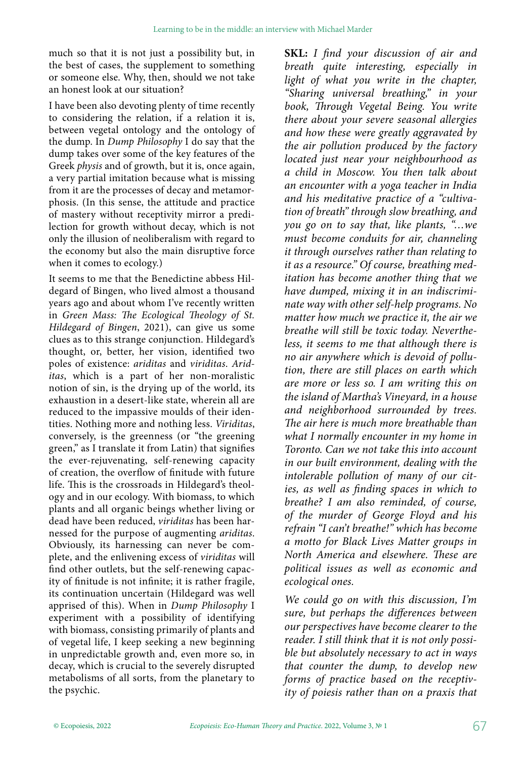much so that it is not just a possibility but, in the best of cases, the supplement to something or someone else. Why, then, should we not take an honest look at our situation?

I have been also devoting plenty of time recently to considering the relation, if a relation it is, between vegetal ontology and the ontology of the dump. In *Dump Philosophy* I do say that the dump takes over some of the key features of the Greek *physis* and of growth, but it is, once again, a very partial imitation because what is missing from it are the processes of decay and metamorphosis. (In this sense, the attitude and practice of mastery without receptivity mirror a predilection for growth without decay, which is not only the illusion of neoliberalism with regard to the economy but also the main disruptive force when it comes to ecology.)

It seems to me that the Benedictine abbess Hildegard of Bingen, who lived almost a thousand years ago and about whom I've recently written in *Green Mass: The Ecological Theology of St. Hildegard of Bingen*, 2021), can give us some clues as to this strange conjunction. Hildegard's thought, or, better, her vision, identified two poles of existence: *ariditas* and *viriditas*. *Ariditas*, which is a part of her non-moralistic notion of sin, is the drying up of the world, its exhaustion in a desert-like state, wherein all are reduced to the impassive moulds of their identities. Nothing more and nothing less. *Viriditas*, conversely, is the greenness (or "the greening green," as I translate it from Latin) that signifies the ever-rejuvenating, self-renewing capacity of creation, the overflow of finitude with future life. This is the crossroads in Hildegard's theology and in our ecology. With biomass, to which plants and all organic beings whether living or dead have been reduced, *viriditas* has been harnessed for the purpose of augmenting *ariditas*. Obviously, its harnessing can never be complete, and the enlivening excess of *viriditas* will find other outlets, but the self-renewing capacity of finitude is not infinite; it is rather fragile, its continuation uncertain (Hildegard was well apprised of this). When in *Dump Philosophy* I experiment with a possibility of identifying with biomass, consisting primarily of plants and of vegetal life, I keep seeking a new beginning in unpredictable growth and, even more so, in decay, which is crucial to the severely disrupted metabolisms of all sorts, from the planetary to the psychic.

**SKL:** *I find your discussion of air and breath quite interesting, especially in light of what you write in the chapter, "Sharing universal breathing," in your book, Through Vegetal Being. You write there about your severe seasonal allergies and how these were greatly aggravated by the air pollution produced by the factory located just near your neighbourhood as a child in Moscow. You then talk about an encounter with a yoga teacher in India and his meditative practice of a "cultivation of breath" through slow breathing, and you go on to say that, like plants, "…we must become conduits for air, channeling it through ourselves rather than relating to it as a resource." Of course, breathing meditation has become another thing that we have dumped, mixing it in an indiscriminate way with other self-help programs. No matter how much we practice it, the air we breathe will still be toxic today. Nevertheless, it seems to me that although there is no air anywhere which is devoid of pollution, there are still places on earth which are more or less so. I am writing this on the island of Martha's Vineyard, in a house and neighborhood surrounded by trees. The air here is much more breathable than what I normally encounter in my home in Toronto. Can we not take this into account in our built environment, dealing with the intolerable pollution of many of our cities, as well as finding spaces in which to breathe? I am also reminded, of course, of the murder of George Floyd and his refrain "I can't breathe!" which has become a motto for Black Lives Matter groups in North America and elsewhere. These are political issues as well as economic and ecological ones.*

*We could go on with this discussion, I'm sure, but perhaps the differences between our perspectives have become clearer to the reader. I still think that it is not only possible but absolutely necessary to act in ways that counter the dump, to develop new forms of practice based on the receptivity of poiesis rather than on a praxis that*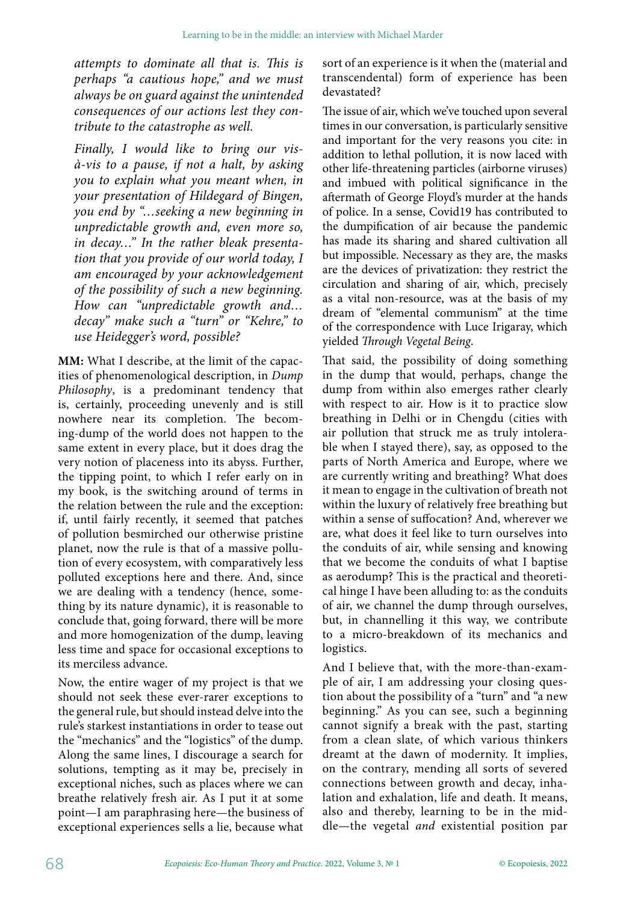*attempts to dominate all that is. This is perhaps "a cautious hope," and we must always be on guard against the unintended consequences of our actions lest they contribute to the catastrophe as well.*

*Finally, I would like to bring our vis-à-vis to a pause, if not a halt, by asking you to explain what you meant when, in your presentation of Hildegard of Bingen, you end by "…seeking a new beginning in unpredictable growth and, even more so, in decay…" In the rather bleak presentation that you provide of our world today, I am encouraged by your acknowledgement of the possibility of such a new beginning. How can "unpredictable growth and… decay" make such a "turn" or "Kehre," to use Heidegger's word, possible?*

**MM:** What I describe, at the limit of the capacities of phenomenological description, in *Dump Philosophy*, is a predominant tendency that is, certainly, proceeding unevenly and is still nowhere near its completion. The becoming-dump of the world does not happen to the same extent in every place, but it does drag the very notion of placeness into its abyss. Further, the tipping point, to which I refer early on in my book, is the switching around of terms in the relation between the rule and the exception: if, until fairly recently, it seemed that patches of pollution besmirched our otherwise pristine planet, now the rule is that of a massive pollution of every ecosystem, with comparatively less polluted exceptions here and there. And, since we are dealing with a tendency (hence, something by its nature dynamic), it is reasonable to conclude that, going forward, there will be more and more homogenization of the dump, leaving less time and space for occasional exceptions to its merciless advance.

Now, the entire wager of my project is that we should not seek these ever-rarer exceptions to the general rule, but should instead delve into the rule's starkest instantiations in order to tease out the "mechanics" and the "logistics" of the dump. Along the same lines, I discourage a search for solutions, tempting as it may be, precisely in exceptional niches, such as places where we can breathe relatively fresh air. As I put it at some point—I am paraphrasing here—the business of exceptional experiences sells a lie, because what sort of an experience is it when the (material and transcendental) form of experience has been devastated?

The issue of air, which we've touched upon several times in our conversation, is particularly sensitive and important for the very reasons you cite: in addition to lethal pollution, it is now laced with other life-threatening particles (airborne viruses) and imbued with political significance in the aftermath of George Floyd's murder at the hands of police. In a sense, Covid19 has contributed to the dumpification of air because the pandemic has made its sharing and shared cultivation all but impossible. Necessary as they are, the masks are the devices of privatization: they restrict the circulation and sharing of air, which, precisely as a vital non-resource, was at the basis of my dream of "elemental communism" at the time of the correspondence with Luce Irigaray, which yielded *Through Vegetal Being*.

That said, the possibility of doing something in the dump that would, perhaps, change the dump from within also emerges rather clearly with respect to air. How is it to practice slow breathing in Delhi or in Chengdu (cities with air pollution that struck me as truly intolerable when I stayed there), say, as opposed to the parts of North America and Europe, where we are currently writing and breathing? What does it mean to engage in the cultivation of breath not within the luxury of relatively free breathing but within a sense of suffocation? And, wherever we are, what does it feel like to turn ourselves into the conduits of air, while sensing and knowing that we become the conduits of what I baptise as aerodump? This is the practical and theoretical hinge I have been alluding to: as the conduits of air, we channel the dump through ourselves, but, in channelling it this way, we contribute to a micro-breakdown of its mechanics and logistics.

And I believe that, with the more-than-example of air, I am addressing your closing question about the possibility of a "turn" and "a new beginning." As you can see, such a beginning cannot signify a break with the past, starting from a clean slate, of which various thinkers dreamt at the dawn of modernity. It implies, on the contrary, mending all sorts of severed connections between growth and decay, inhalation and exhalation, life and death. It means, also and thereby, learning to be in the middle—the vegetal *and* existential position par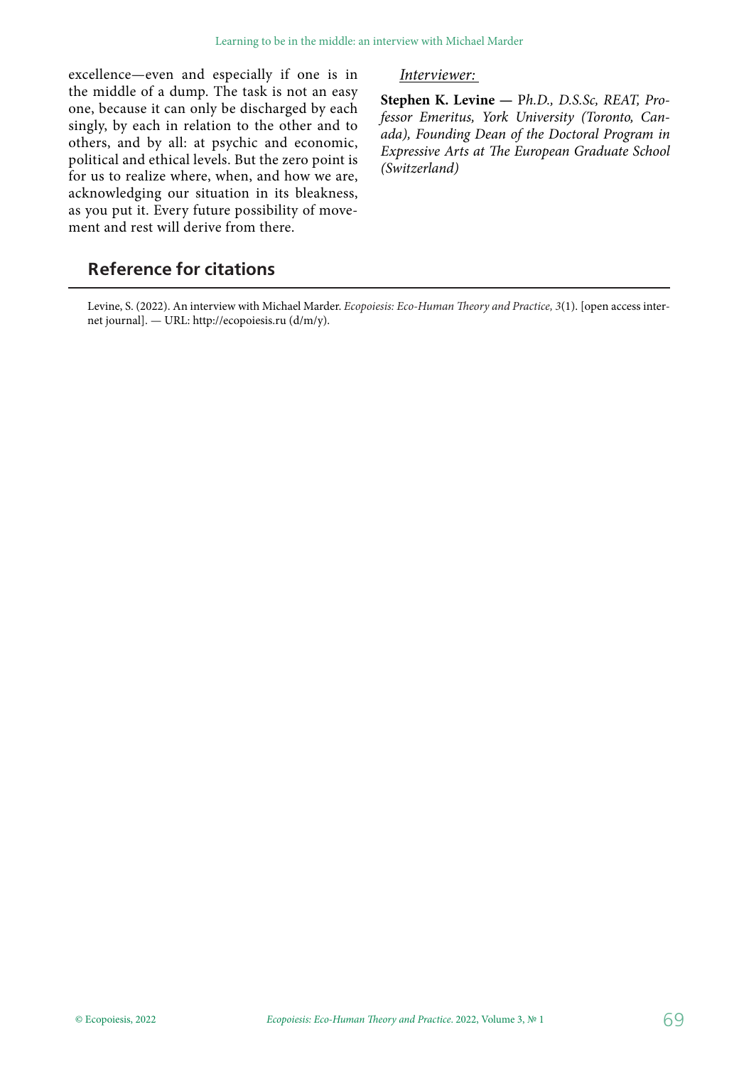excellence—even and especially if one is in the middle of a dump. The task is not an easy one, because it can only be discharged by each singly, by each in relation to the other and to others, and by all: at psychic and economic, political and ethical levels. But the zero point is for us to realize where, when, and how we are, acknowledging our situation in its bleakness, as you put it. Every future possibility of movement and rest will derive from there.

*Interviewer:*

**Stephen K. Levine —** P*h.D., D.S.Sc, REAT, Professor Emeritus, York University (Toronto, Canada), Founding Dean of the Doctoral Program in Expressive Arts at The European Graduate School (Switzerland)*

## Reference for citations

Levine, S. (2022). An interview with Michael Marder. *Ecopoiesis: Eco-Human Theory and Practice, 3*(1). [open access internet journal]. — URL: http://ecopoiesis.ru (d/m/y).